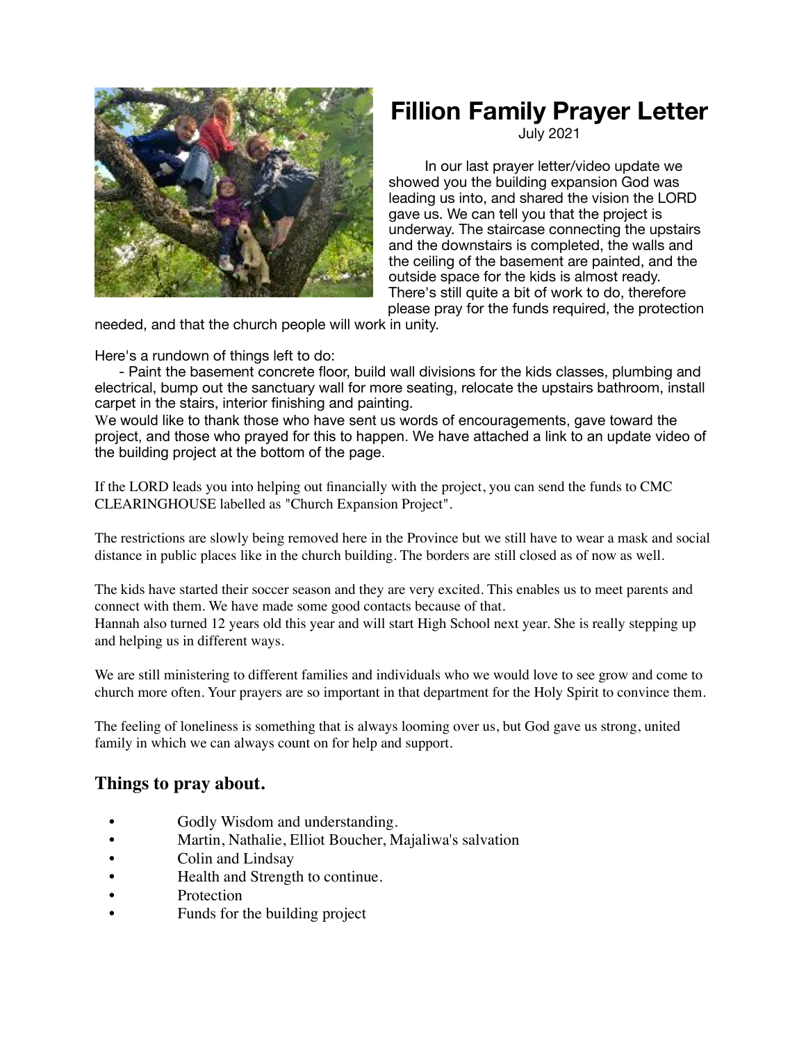# Fillion Family Prayer Letter

July 2021

In our last prayer letter/video update we showed you the building expansion God was leading us into, and shared the vision the LORD gave us. We can tell you that the project is underway. The staircase connecting the upstairs and the downstairs is completed, the walls and the ceiling of the basement are painted, and the outside space for the kids is almost ready. There's still quite a bit of work to do, therefore please pray for the funds required, the protection needed, and that the church people will work in unity.

Here's a rundown of things left to do:

- Paint the basement concrete floor, build wall divisions for the kids classes, plumbing and electrical, bump out the sanctuary wall for more seating, relocate the upstairs bathroom, install carpet in the stairs, interior finishing and painting.

We would like to thank those who have sent us words of encouragements, gave toward the project, and those who prayed for this to happen. We have attached a link to an update video of the building project at the bottom of the page.

If the LORD leads you into helping out financially with the project, you can send the funds to CMC CLEARINGHOUSE labelled as "Church Expansion Project".

The restrictions are slowly being removed here in the Province but we still have to wear a mask and social distance in public places like in the church building. The borders are still closed as of now as well.

The kids have started their soccer season and they are very excited. This enables us to meet parents and connect with them. We have made some good contacts because of that.
Hannah also turned 12 years old this year and will start High School next year. She is really stepping up and helping us in different ways.

We are still ministering to different families and individuals who we would love to see grow and come to church more often. Your prayers are so important in that department for the Holy Spirit to convince them.

The feeling of loneliness is something that is always looming over us, but God gave us strong, united family in which we can always count on for help and support.

## Things to pray about.

- Godly Wisdom and understanding.
- Martin, Nathalie, Elliot Boucher, Majaliwa's salvation
- Colin and Lindsay
- Health and Strength to continue.
- Protection
- Funds for the building project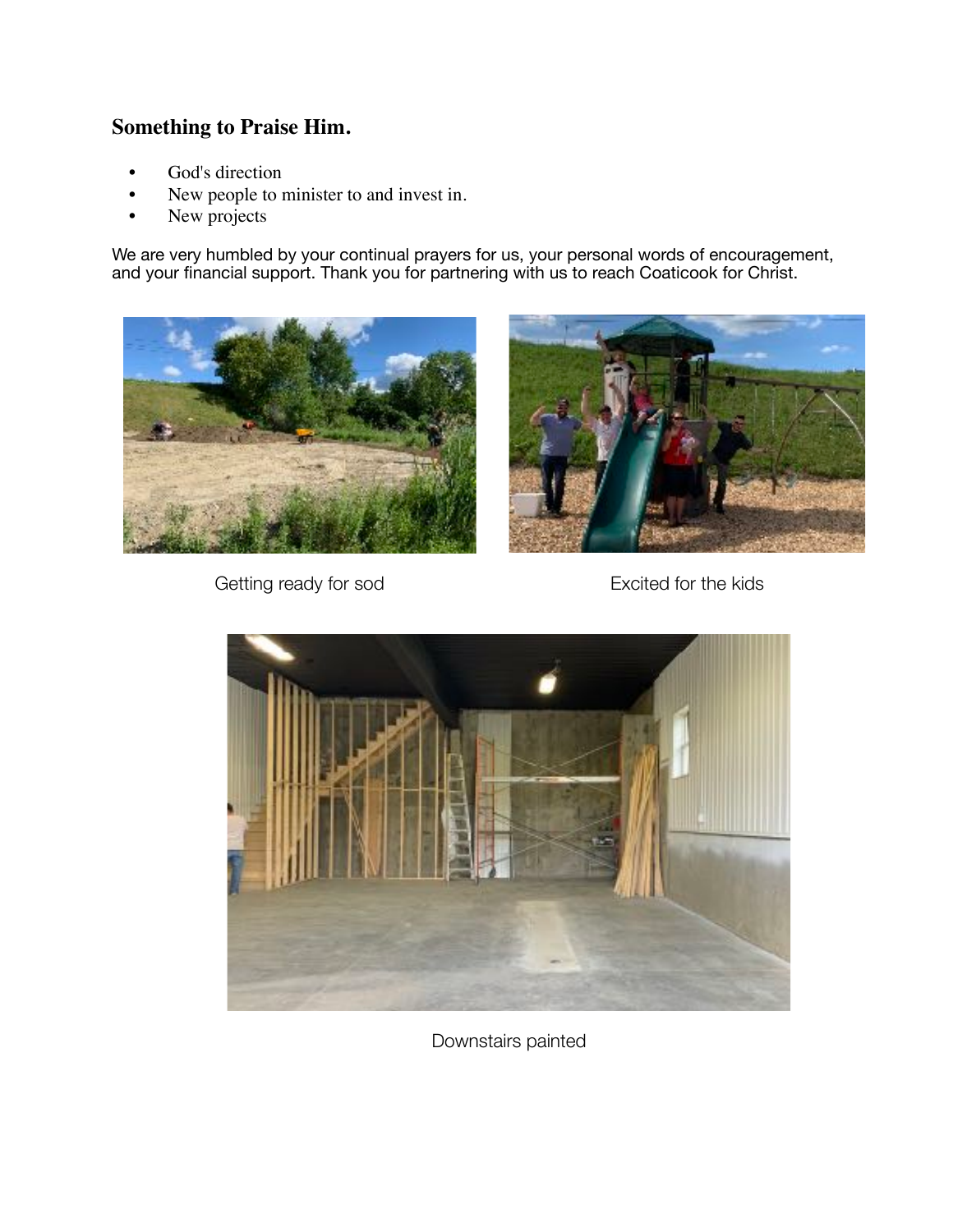## Something to Praise Him.

- God's direction
- New people to minister to and invest in.
- New projects

We are very humbled by your continual prayers for us, your personal words of encouragement, and your financial support. Thank you for partnering with us to reach Coaticook for Christ.

Getting ready for sod

Excited for the kids

Downstairs painted